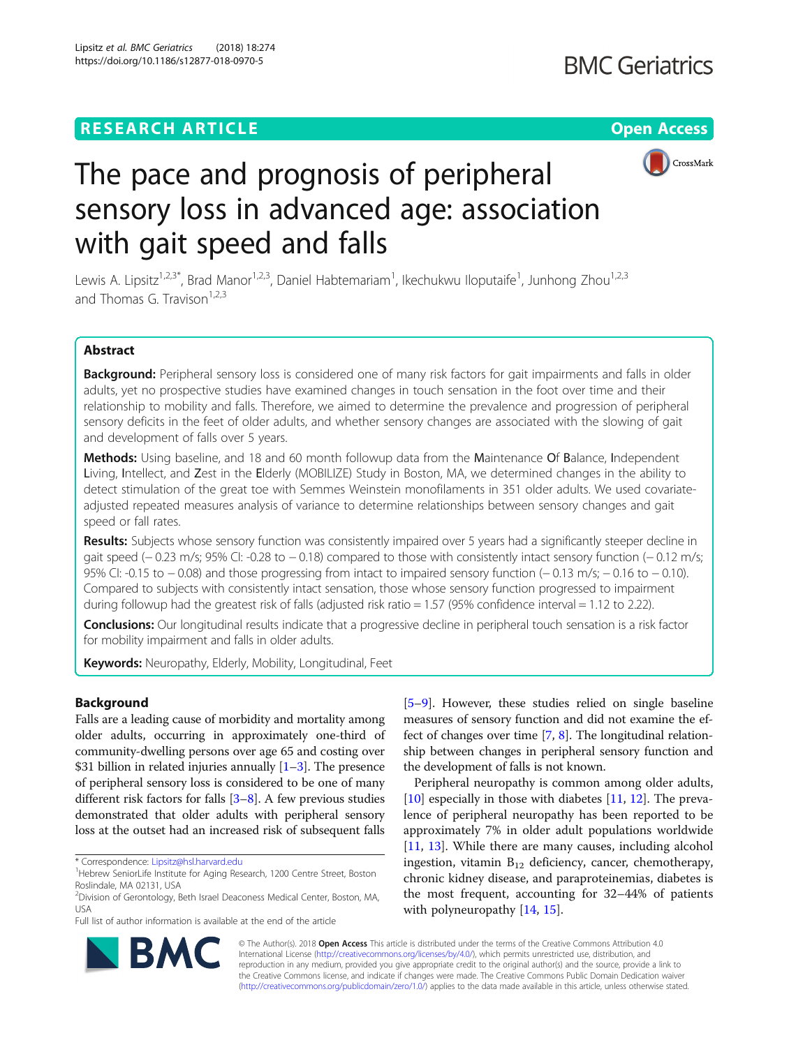RESEARCH ARTICLE

Open Access

# The pace and prognosis of peripheral sensory loss in advanced age: association with gait speed and falls

Lewis A. Lipsitz[1,2,3*], Brad Manor[1,2,3], Daniel Habtemariam[1], Ikechukwu Iloputaife[1], Junhong Zhou[1,2,3] and Thomas G. Travison[1,2,3]

## Abstract

**Background:** Peripheral sensory loss is considered one of many risk factors for gait impairments and falls in older adults, yet no prospective studies have examined changes in touch sensation in the foot over time and their relationship to mobility and falls. Therefore, we aimed to determine the prevalence and progression of peripheral sensory deficits in the feet of older adults, and whether sensory changes are associated with the slowing of gait and development of falls over 5 years.

**Methods:** Using baseline, and 18 and 60 month followup data from the **M**aintenance **O**f **B**alance, **I**ndependent **L**iving, **I**ntellect, and **Z**est in the **E**lderly (MOBILIZE) Study in Boston, MA, we determined changes in the ability to detect stimulation of the great toe with Semmes Weinstein monofilaments in 351 older adults. We used covariate-adjusted repeated measures analysis of variance to determine relationships between sensory changes and gait speed or fall rates.

**Results:** Subjects whose sensory function was consistently impaired over 5 years had a significantly steeper decline in gait speed (− 0.23 m/s; 95% CI: -0.28 to − 0.18) compared to those with consistently intact sensory function (− 0.12 m/s; 95% CI: -0.15 to − 0.08) and those progressing from intact to impaired sensory function (− 0.13 m/s; − 0.16 to − 0.10). Compared to subjects with consistently intact sensation, those whose sensory function progressed to impairment during followup had the greatest risk of falls (adjusted risk ratio = 1.57 (95% confidence interval = 1.12 to 2.22).

**Conclusions:** Our longitudinal results indicate that a progressive decline in peripheral touch sensation is a risk factor for mobility impairment and falls in older adults.

**Keywords:** Neuropathy, Elderly, Mobility, Longitudinal, Feet

## Background

Falls are a leading cause of morbidity and mortality among older adults, occurring in approximately one-third of community-dwelling persons over age 65 and costing over $31 billion in related injuries annually [1–3]. The presence of peripheral sensory loss is considered to be one of many different risk factors for falls [3–8]. A few previous studies demonstrated that older adults with peripheral sensory loss at the outset had an increased risk of subsequent falls [5–9]. However, these studies relied on single baseline measures of sensory function and did not examine the effect of changes over time [7, 8]. The longitudinal relationship between changes in peripheral sensory function and the development of falls is not known.

Peripheral neuropathy is common among older adults, [10] especially in those with diabetes [11, 12]. The prevalence of peripheral neuropathy has been reported to be approximately 7% in older adult populations worldwide [11, 13]. While there are many causes, including alcohol ingestion, vitamin $B_{12}$ deficiency, cancer, chemotherapy, chronic kidney disease, and paraproteinemias, diabetes is the most frequent, accounting for 32–44% of patients with polyneuropathy [14, 15].

\* Correspondence: Lipsitz@hsl.harvard.edu
[1]Hebrew SeniorLife Institute for Aging Research, 1200 Centre Street, Boston Roslindale, MA 02131, USA
[2]Division of Gerontology, Beth Israel Deaconess Medical Center, Boston, MA, USA
Full list of author information is available at the end of the article

© The Author(s). 2018 **Open Access** This article is distributed under the terms of the Creative Commons Attribution 4.0 International License (http://creativecommons.org/licenses/by/4.0/), which permits unrestricted use, distribution, and reproduction in any medium, provided you give appropriate credit to the original author(s) and the source, provide a link to the Creative Commons license, and indicate if changes were made. The Creative Commons Public Domain Dedication waiver (http://creativecommons.org/publicdomain/zero/1.0/) applies to the data made available in this article, unless otherwise stated.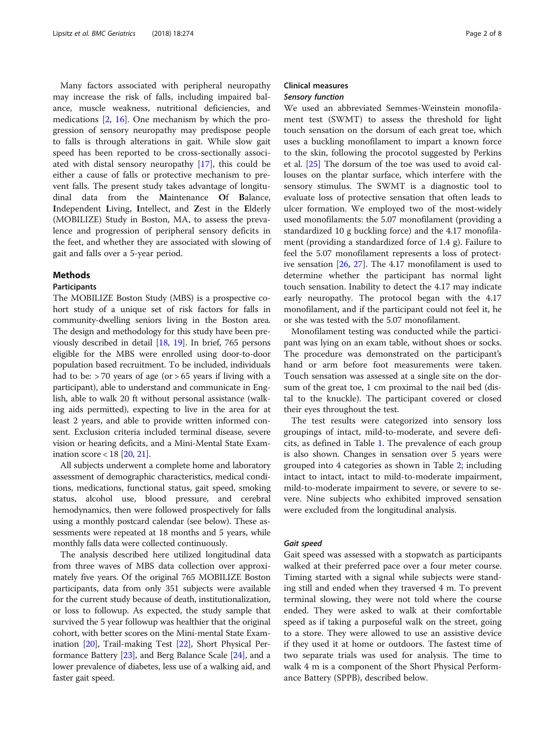Many factors associated with peripheral neuropathy may increase the risk of falls, including impaired balance, muscle weakness, nutritional deficiencies, and medications [2, 16]. One mechanism by which the progression of sensory neuropathy may predispose people to falls is through alterations in gait. While slow gait speed has been reported to be cross-sectionally associated with distal sensory neuropathy [17], this could be either a cause of falls or protective mechanism to prevent falls. The present study takes advantage of longitudinal data from the **M**aintenance **O**f **B**alance, **I**ndependent **L**iving, **I**ntellect, and **Z**est in the **E**lderly (MOBILIZE) Study in Boston, MA, to assess the prevalence and progression of peripheral sensory deficits in the feet, and whether they are associated with slowing of gait and falls over a 5-year period.

## Methods

### Participants

The MOBILIZE Boston Study (MBS) is a prospective cohort study of a unique set of risk factors for falls in community-dwelling seniors living in the Boston area. The design and methodology for this study have been previously described in detail [18, 19]. In brief, 765 persons eligible for the MBS were enrolled using door-to-door population based recruitment. To be included, individuals had to be: > 70 years of age (or > 65 years if living with a participant), able to understand and communicate in English, able to walk 20 ft without personal assistance (walking aids permitted), expecting to live in the area for at least 2 years, and able to provide written informed consent. Exclusion criteria included terminal disease, severe vision or hearing deficits, and a Mini-Mental State Examination score < 18 [20, 21].

All subjects underwent a complete home and laboratory assessment of demographic characteristics, medical conditions, medications, functional status, gait speed, smoking status, alcohol use, blood pressure, and cerebral hemodynamics, then were followed prospectively for falls using a monthly postcard calendar (see below). These assessments were repeated at 18 months and 5 years, while monthly falls data were collected continuously.

The analysis described here utilized longitudinal data from three waves of MBS data collection over approximately five years. Of the original 765 MOBILIZE Boston participants, data from only 351 subjects were available for the current study because of death, institutionalization, or loss to followup. As expected, the study sample that survived the 5 year followup was healthier that the original cohort, with better scores on the Mini-mental State Examination [20], Trail-making Test [22], Short Physical Performance Battery [23], and Berg Balance Scale [24], and a lower prevalence of diabetes, less use of a walking aid, and faster gait speed.

### Clinical measures

#### *Sensory function*

We used an abbreviated Semmes-Weinstein monofilament test (SWMT) to assess the threshold for light touch sensation on the dorsum of each great toe, which uses a buckling monofilament to impart a known force to the skin, following the procotol suggested by Perkins et al. [25] The dorsum of the toe was used to avoid callouses on the plantar surface, which interfere with the sensory stimulus. The SWMT is a diagnostic tool to evaluate loss of protective sensation that often leads to ulcer formation. We employed two of the most-widely used monofilaments: the 5.07 monofilament (providing a standardized 10 g buckling force) and the 4.17 monofilament (providing a standardized force of 1.4 g). Failure to feel the 5.07 monofilament represents a loss of protective sensation [26, 27]. The 4.17 monofilament is used to determine whether the participant has normal light touch sensation. Inability to detect the 4.17 may indicate early neuropathy. The protocol began with the 4.17 monofilament, and if the participant could not feel it, he or she was tested with the 5.07 monofilament.

Monofilament testing was conducted while the participant was lying on an exam table, without shoes or socks. The procedure was demonstrated on the participant's hand or arm before foot measurements were taken. Touch sensation was assessed at a single site on the dorsum of the great toe, 1 cm proximal to the nail bed (distal to the knuckle). The participant covered or closed their eyes throughout the test.

The test results were categorized into sensory loss groupings of intact, mild-to-moderate, and severe deficits, as defined in Table 1. The prevalence of each group is also shown. Changes in sensation over 5 years were grouped into 4 categories as shown in Table 2; including intact to intact, intact to mild-to-moderate impairment, mild-to-moderate impairment to severe, or severe to severe. Nine subjects who exhibited improved sensation were excluded from the longitudinal analysis.

#### *Gait speed*

Gait speed was assessed with a stopwatch as participants walked at their preferred pace over a four meter course. Timing started with a signal while subjects were standing still and ended when they traversed 4 m. To prevent terminal slowing, they were not told where the course ended. They were asked to walk at their comfortable speed as if taking a purposeful walk on the street, going to a store. They were allowed to use an assistive device if they used it at home or outdoors. The fastest time of two separate trials was used for analysis. The time to walk 4 m is a component of the Short Physical Performance Battery (SPPB), described below.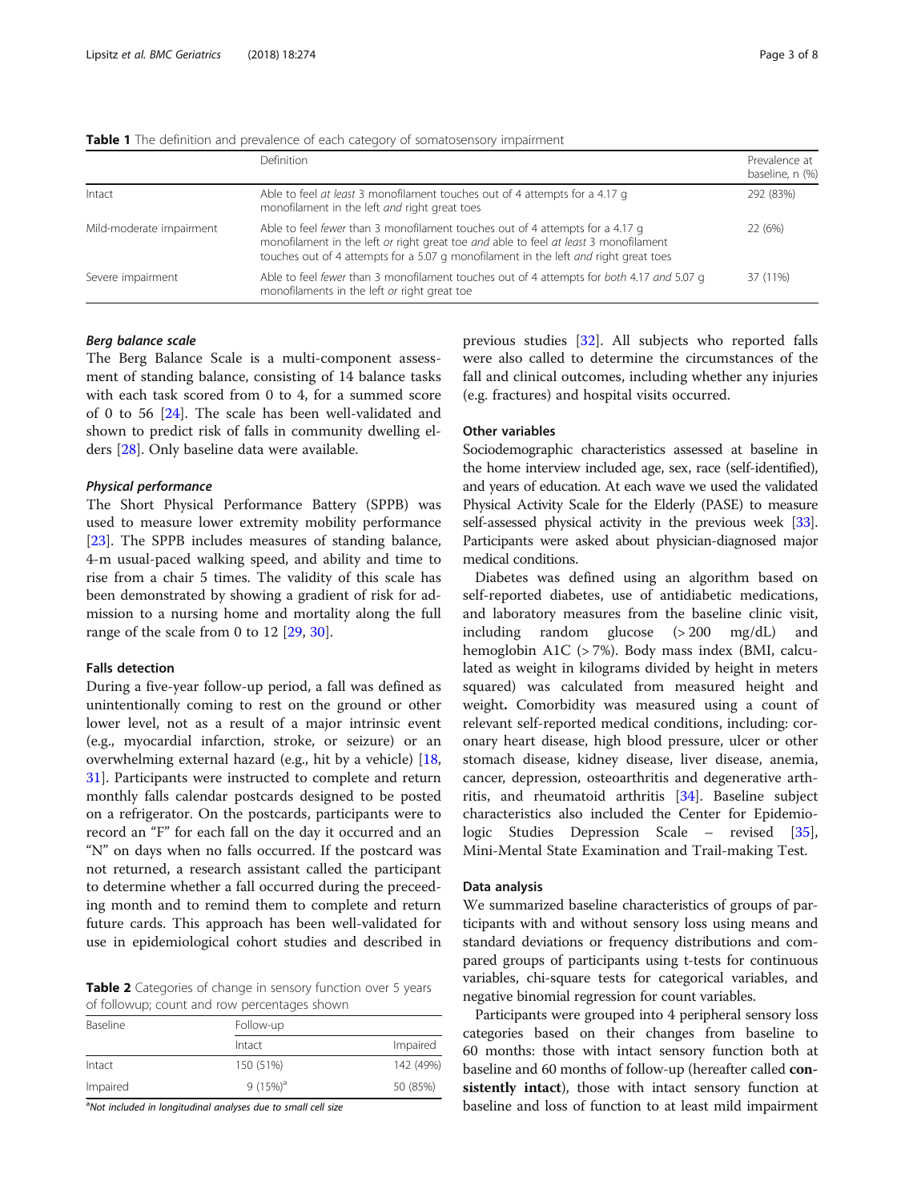**Table 1** The definition and prevalence of each category of somatosensory impairment

| | Definition | Prevalence at baseline, n (%) |
|---|---|---|
| Intact | Able to feel *at least* 3 monofilament touches out of 4 attempts for a 4.17 g monofilament in the left *and* right great toes | 292 (83%) |
| Mild-moderate impairment | Able to feel *fewer* than 3 monofilament touches out of 4 attempts for a 4.17 g monofilament in the left *or* right great toe *and* able to feel *at least* 3 monofilament touches out of 4 attempts for a 5.07 g monofilament in the left *and* right great toes | 22 (6%) |
| Severe impairment | Able to feel *fewer* than 3 monofilament touches out of 4 attempts for *both* 4.17 *and* 5.07 g monofilaments in the left *or* right great toe | 37 (11%) |

#### *Berg balance scale*

The Berg Balance Scale is a multi-component assessment of standing balance, consisting of 14 balance tasks with each task scored from 0 to 4, for a summed score of 0 to 56 [24]. The scale has been well-validated and shown to predict risk of falls in community dwelling elders [28]. Only baseline data were available.

#### *Physical performance*

The Short Physical Performance Battery (SPPB) was used to measure lower extremity mobility performance [23]. The SPPB includes measures of standing balance, 4-m usual-paced walking speed, and ability and time to rise from a chair 5 times. The validity of this scale has been demonstrated by showing a gradient of risk for admission to a nursing home and mortality along the full range of the scale from 0 to 12 [29, 30].

### Falls detection

During a five-year follow-up period, a fall was defined as unintentionally coming to rest on the ground or other lower level, not as a result of a major intrinsic event (e.g., myocardial infarction, stroke, or seizure) or an overwhelming external hazard (e.g., hit by a vehicle) [18, 31]. Participants were instructed to complete and return monthly falls calendar postcards designed to be posted on a refrigerator. On the postcards, participants were to record an "F" for each fall on the day it occurred and an "N" on days when no falls occurred. If the postcard was not returned, a research assistant called the participant to determine whether a fall occurred during the preceeding month and to remind them to complete and return future cards. This approach has been well-validated for use in epidemiological cohort studies and described in previous studies [32]. All subjects who reported falls were also called to determine the circumstances of the fall and clinical outcomes, including whether any injuries (e.g. fractures) and hospital visits occurred.

**Table 2** Categories of change in sensory function over 5 years of followup; count and row percentages shown

| Baseline | Follow-up | |
|---|---|---|
| | Intact | Impaired |
| Intact | 150 (51%) | 142 (49%) |
| Impaired | 9 (15%)[a] | 50 (85%) |

[a]*Not included in longitudinal analyses due to small cell size*

### Other variables

Sociodemographic characteristics assessed at baseline in the home interview included age, sex, race (self-identified), and years of education. At each wave we used the validated Physical Activity Scale for the Elderly (PASE) to measure self-assessed physical activity in the previous week [33]. Participants were asked about physician-diagnosed major medical conditions.

Diabetes was defined using an algorithm based on self-reported diabetes, use of antidiabetic medications, and laboratory measures from the baseline clinic visit, including random glucose (> 200 mg/dL) and hemoglobin A1C (> 7%). Body mass index (BMI, calculated as weight in kilograms divided by height in meters squared) was calculated from measured height and weight**.** Comorbidity was measured using a count of relevant self-reported medical conditions, including: coronary heart disease, high blood pressure, ulcer or other stomach disease, kidney disease, liver disease, anemia, cancer, depression, osteoarthritis and degenerative arthritis, and rheumatoid arthritis [34]. Baseline subject characteristics also included the Center for Epidemiologic Studies Depression Scale – revised [35], Mini-Mental State Examination and Trail-making Test.

### Data analysis

We summarized baseline characteristics of groups of participants with and without sensory loss using means and standard deviations or frequency distributions and compared groups of participants using t-tests for continuous variables, chi-square tests for categorical variables, and negative binomial regression for count variables.

Participants were grouped into 4 peripheral sensory loss categories based on their changes from baseline to 60 months: those with intact sensory function both at baseline and 60 months of follow-up (hereafter called **consistently intact**), those with intact sensory function at baseline and loss of function to at least mild impairment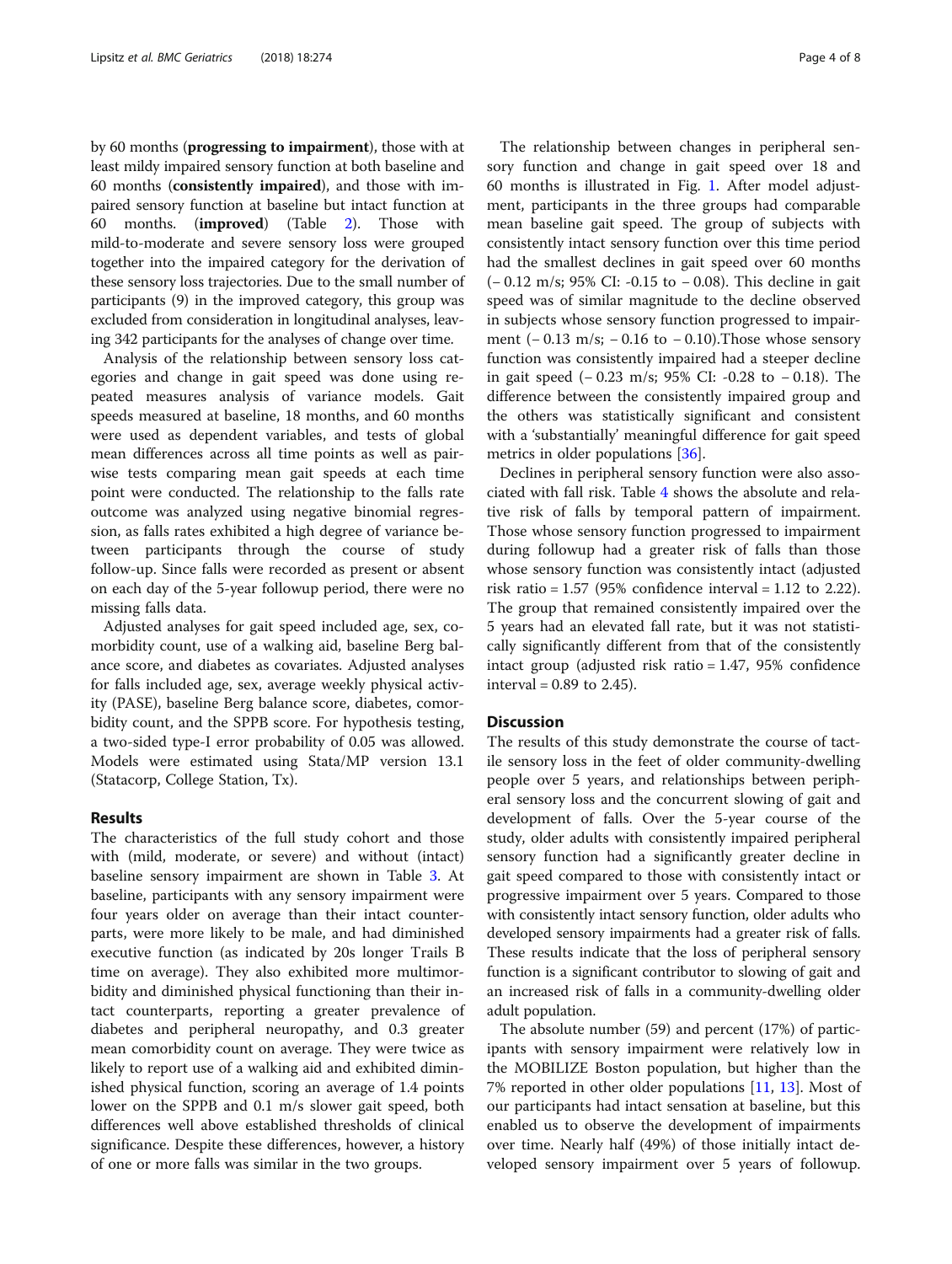by 60 months (**progressing to impairment**), those with at least mildy impaired sensory function at both baseline and 60 months (**consistently impaired**), and those with impaired sensory function at baseline but intact function at 60 months. (**improved**) (Table 2). Those with mild-to-moderate and severe sensory loss were grouped together into the impaired category for the derivation of these sensory loss trajectories. Due to the small number of participants (9) in the improved category, this group was excluded from consideration in longitudinal analyses, leaving 342 participants for the analyses of change over time.

Analysis of the relationship between sensory loss categories and change in gait speed was done using repeated measures analysis of variance models. Gait speeds measured at baseline, 18 months, and 60 months were used as dependent variables, and tests of global mean differences across all time points as well as pairwise tests comparing mean gait speeds at each time point were conducted. The relationship to the falls rate outcome was analyzed using negative binomial regression, as falls rates exhibited a high degree of variance between participants through the course of study follow-up. Since falls were recorded as present or absent on each day of the 5-year followup period, there were no missing falls data.

Adjusted analyses for gait speed included age, sex, comorbidity count, use of a walking aid, baseline Berg balance score, and diabetes as covariates. Adjusted analyses for falls included age, sex, average weekly physical activity (PASE), baseline Berg balance score, diabetes, comorbidity count, and the SPPB score. For hypothesis testing, a two-sided type-I error probability of 0.05 was allowed. Models were estimated using Stata/MP version 13.1 (Statacorp, College Station, Tx).

## Results

The characteristics of the full study cohort and those with (mild, moderate, or severe) and without (intact) baseline sensory impairment are shown in Table 3. At baseline, participants with any sensory impairment were four years older on average than their intact counterparts, were more likely to be male, and had diminished executive function (as indicated by 20s longer Trails B time on average). They also exhibited more multimorbidity and diminished physical functioning than their intact counterparts, reporting a greater prevalence of diabetes and peripheral neuropathy, and 0.3 greater mean comorbidity count on average. They were twice as likely to report use of a walking aid and exhibited diminished physical function, scoring an average of 1.4 points lower on the SPPB and 0.1 m/s slower gait speed, both differences well above established thresholds of clinical significance. Despite these differences, however, a history of one or more falls was similar in the two groups.

The relationship between changes in peripheral sensory function and change in gait speed over 18 and 60 months is illustrated in Fig. 1. After model adjustment, participants in the three groups had comparable mean baseline gait speed. The group of subjects with consistently intact sensory function over this time period had the smallest declines in gait speed over 60 months (− 0.12 m/s; 95% CI: -0.15 to − 0.08). This decline in gait speed was of similar magnitude to the decline observed in subjects whose sensory function progressed to impairment (− 0.13 m/s; − 0.16 to − 0.10).Those whose sensory function was consistently impaired had a steeper decline in gait speed (− 0.23 m/s; 95% CI: -0.28 to − 0.18). The difference between the consistently impaired group and the others was statistically significant and consistent with a 'substantially' meaningful difference for gait speed metrics in older populations [36].

Declines in peripheral sensory function were also associated with fall risk. Table 4 shows the absolute and relative risk of falls by temporal pattern of impairment. Those whose sensory function progressed to impairment during followup had a greater risk of falls than those whose sensory function was consistently intact (adjusted risk ratio = 1.57 (95% confidence interval = 1.12 to 2.22). The group that remained consistently impaired over the 5 years had an elevated fall rate, but it was not statistically significantly different from that of the consistently intact group (adjusted risk ratio = 1.47, 95% confidence interval = 0.89 to 2.45).

## Discussion

The results of this study demonstrate the course of tactile sensory loss in the feet of older community-dwelling people over 5 years, and relationships between peripheral sensory loss and the concurrent slowing of gait and development of falls. Over the 5-year course of the study, older adults with consistently impaired peripheral sensory function had a significantly greater decline in gait speed compared to those with consistently intact or progressive impairment over 5 years. Compared to those with consistently intact sensory function, older adults who developed sensory impairments had a greater risk of falls. These results indicate that the loss of peripheral sensory function is a significant contributor to slowing of gait and an increased risk of falls in a community-dwelling older adult population.

The absolute number (59) and percent (17%) of participants with sensory impairment were relatively low in the MOBILIZE Boston population, but higher than the 7% reported in other older populations [11, 13]. Most of our participants had intact sensation at baseline, but this enabled us to observe the development of impairments over time. Nearly half (49%) of those initially intact developed sensory impairment over 5 years of followup.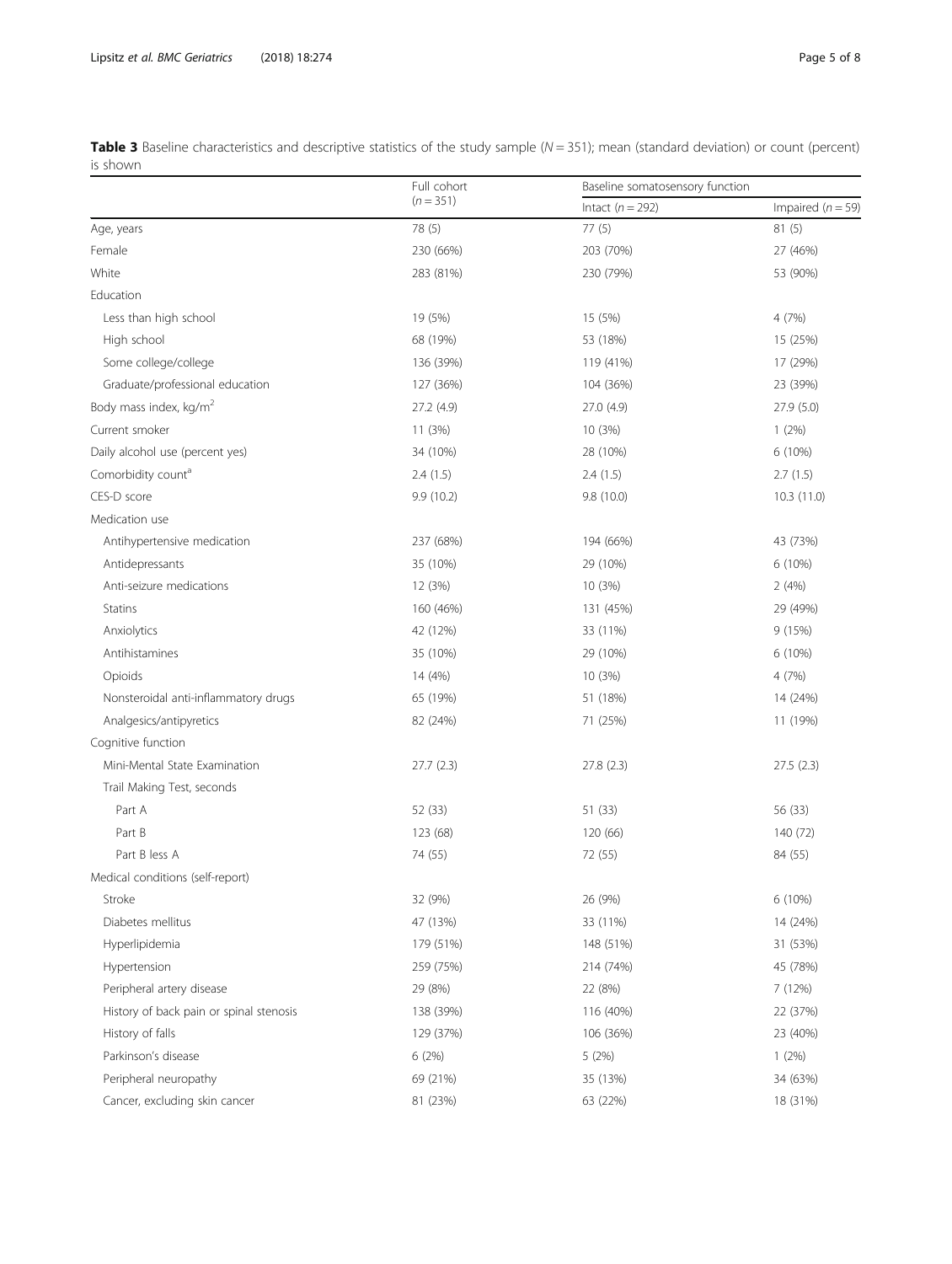**Table 3** Baseline characteristics and descriptive statistics of the study sample ($N = 351$); mean (standard deviation) or count (percent) is shown

| | Full cohort ($n = 351$) | Baseline somatosensory function | |
|---|---|---|---|
| | | Intact ($n = 292$) | Impaired ($n = 59$) |
| Age, years | 78 (5) | 77 (5) | 81 (5) |
| Female | 230 (66%) | 203 (70%) | 27 (46%) |
| White | 283 (81%) | 230 (79%) | 53 (90%) |
| Education | | | |
| Less than high school | 19 (5%) | 15 (5%) | 4 (7%) |
| High school | 68 (19%) | 53 (18%) | 15 (25%) |
| Some college/college | 136 (39%) | 119 (41%) | 17 (29%) |
| Graduate/professional education | 127 (36%) | 104 (36%) | 23 (39%) |
| Body mass index, kg/m$^2$ | 27.2 (4.9) | 27.0 (4.9) | 27.9 (5.0) |
| Current smoker | 11 (3%) | 10 (3%) | 1 (2%) |
| Daily alcohol use (percent yes) | 34 (10%) | 28 (10%) | 6 (10%) |
| Comorbidity count[a] | 2.4 (1.5) | 2.4 (1.5) | 2.7 (1.5) |
| CES-D score | 9.9 (10.2) | 9.8 (10.0) | 10.3 (11.0) |
| Medication use | | | |
| Antihypertensive medication | 237 (68%) | 194 (66%) | 43 (73%) |
| Antidepressants | 35 (10%) | 29 (10%) | 6 (10%) |
| Anti-seizure medications | 12 (3%) | 10 (3%) | 2 (4%) |
| Statins | 160 (46%) | 131 (45%) | 29 (49%) |
| Anxiolytics | 42 (12%) | 33 (11%) | 9 (15%) |
| Antihistamines | 35 (10%) | 29 (10%) | 6 (10%) |
| Opioids | 14 (4%) | 10 (3%) | 4 (7%) |
| Nonsteroidal anti-inflammatory drugs | 65 (19%) | 51 (18%) | 14 (24%) |
| Analgesics/antipyretics | 82 (24%) | 71 (25%) | 11 (19%) |
| Cognitive function | | | |
| Mini-Mental State Examination | 27.7 (2.3) | 27.8 (2.3) | 27.5 (2.3) |
| Trail Making Test, seconds | | | |
| Part A | 52 (33) | 51 (33) | 56 (33) |
| Part B | 123 (68) | 120 (66) | 140 (72) |
| Part B less A | 74 (55) | 72 (55) | 84 (55) |
| Medical conditions (self-report) | | | |
| Stroke | 32 (9%) | 26 (9%) | 6 (10%) |
| Diabetes mellitus | 47 (13%) | 33 (11%) | 14 (24%) |
| Hyperlipidemia | 179 (51%) | 148 (51%) | 31 (53%) |
| Hypertension | 259 (75%) | 214 (74%) | 45 (78%) |
| Peripheral artery disease | 29 (8%) | 22 (8%) | 7 (12%) |
| History of back pain or spinal stenosis | 138 (39%) | 116 (40%) | 22 (37%) |
| History of falls | 129 (37%) | 106 (36%) | 23 (40%) |
| Parkinson's disease | 6 (2%) | 5 (2%) | 1 (2%) |
| Peripheral neuropathy | 69 (21%) | 35 (13%) | 34 (63%) |
| Cancer, excluding skin cancer | 81 (23%) | 63 (22%) | 18 (31%) |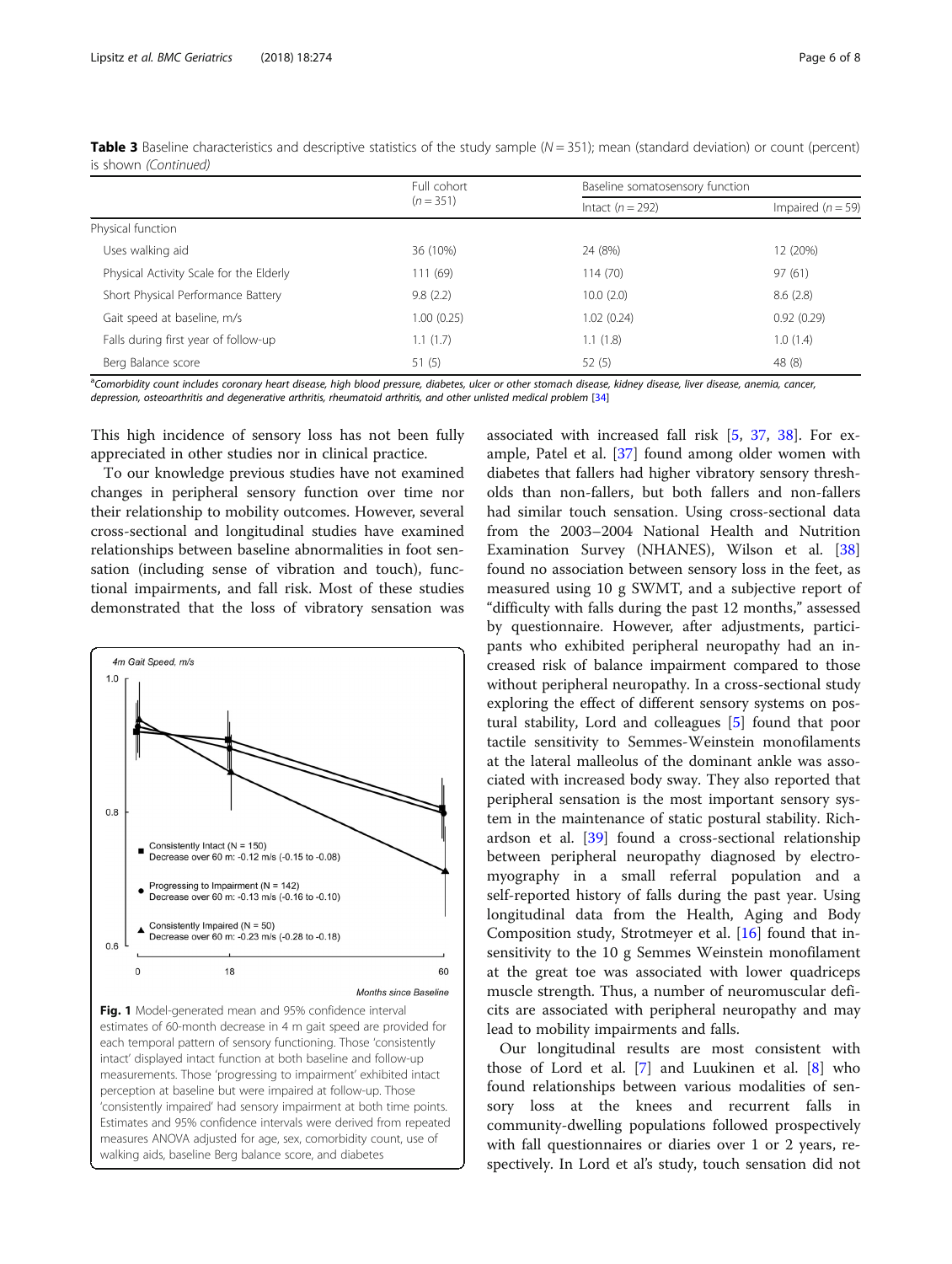**Table 3** Baseline characteristics and descriptive statistics of the study sample (*N* = 351); mean (standard deviation) or count (percent) is shown *(Continued)*

| | Full cohort (*n* = 351) | Baseline somatosensory function | |
|---|---|---|---|
| | | Intact (*n* = 292) | Impaired (*n* = 59) |
| Physical function | | | |
| Uses walking aid | 36 (10%) | 24 (8%) | 12 (20%) |
| Physical Activity Scale for the Elderly | 111 (69) | 114 (70) | 97 (61) |
| Short Physical Performance Battery | 9.8 (2.2) | 10.0 (2.0) | 8.6 (2.8) |
| Gait speed at baseline, m/s | 1.00 (0.25) | 1.02 (0.24) | 0.92 (0.29) |
| Falls during first year of follow-up | 1.1 (1.7) | 1.1 (1.8) | 1.0 (1.4) |
| Berg Balance score | 51 (5) | 52 (5) | 48 (8) |

[a]*Comorbidity count includes coronary heart disease, high blood pressure, diabetes, ulcer or other stomach disease, kidney disease, liver disease, anemia, cancer, depression, osteoarthritis and degenerative arthritis, rheumatoid arthritis, and other unlisted medical problem* [34]

This high incidence of sensory loss has not been fully appreciated in other studies nor in clinical practice.

To our knowledge previous studies have not examined changes in peripheral sensory function over time nor their relationship to mobility outcomes. However, several cross-sectional and longitudinal studies have examined relationships between baseline abnormalities in foot sensation (including sense of vibration and touch), functional impairments, and fall risk. Most of these studies demonstrated that the loss of vibratory sensation was associated with increased fall risk [5, 37, 38]. For example, Patel et al. [37] found among older women with diabetes that fallers had higher vibratory sensory thresholds than non-fallers, but both fallers and non-fallers had similar touch sensation. Using cross-sectional data from the 2003–2004 National Health and Nutrition Examination Survey (NHANES), Wilson et al. [38] found no association between sensory loss in the feet, as measured using 10 g SWMT, and a subjective report of "difficulty with falls during the past 12 months," assessed by questionnaire. However, after adjustments, participants who exhibited peripheral neuropathy had an increased risk of balance impairment compared to those without peripheral neuropathy. In a cross-sectional study exploring the effect of different sensory systems on postural stability, Lord and colleagues [5] found that poor tactile sensitivity to Semmes-Weinstein monofilaments at the lateral malleolus of the dominant ankle was associated with increased body sway. They also reported that peripheral sensation is the most important sensory system in the maintenance of static postural stability. Richardson et al. [39] found a cross-sectional relationship between peripheral neuropathy diagnosed by electromyography in a small referral population and a self-reported history of falls during the past year. Using longitudinal data from the Health, Aging and Body Composition study, Strotmeyer et al. [16] found that insensitivity to the 10 g Semmes Weinstein monofilament at the great toe was associated with lower quadriceps muscle strength. Thus, a number of neuromuscular deficits are associated with peripheral neuropathy and may lead to mobility impairments and falls.

**Fig. 1** Model-generated mean and 95% confidence interval estimates of 60-month decrease in 4 m gait speed are provided for each temporal pattern of sensory functioning. Those 'consistently intact' displayed intact function at both baseline and follow-up measurements. Those 'progressing to impairment' exhibited intact perception at baseline but were impaired at follow-up. Those 'consistently impaired' had sensory impairment at both time points. Estimates and 95% confidence intervals were derived from repeated measures ANOVA adjusted for age, sex, comorbidity count, use of walking aids, baseline Berg balance score, and diabetes

Our longitudinal results are most consistent with those of Lord et al. [7] and Luukinen et al. [8] who found relationships between various modalities of sensory loss at the knees and recurrent falls in community-dwelling populations followed prospectively with fall questionnaires or diaries over 1 or 2 years, respectively. In Lord et al's study, touch sensation did not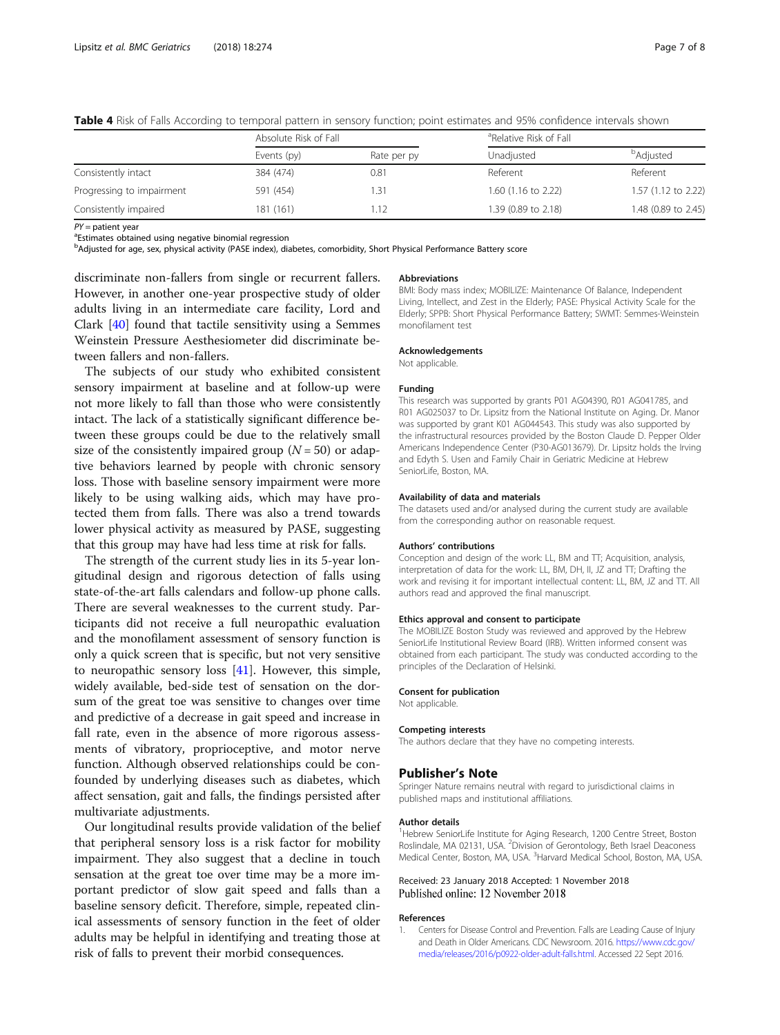**Table 4** Risk of Falls According to temporal pattern in sensory function; point estimates and 95% confidence intervals shown

| | Absolute Risk of Fall | | [a]Relative Risk of Fall | |
|---|---|---|---|---|
| | Events (py) | Rate per py | Unadjusted | [b]Adjusted |
| Consistently intact | 384 (474) | 0.81 | Referent | Referent |
| Progressing to impairment | 591 (454) | 1.31 | 1.60 (1.16 to 2.22) | 1.57 (1.12 to 2.22) |
| Consistently impaired | 181 (161) | 1.12 | 1.39 (0.89 to 2.18) | 1.48 (0.89 to 2.45) |

*PY* = patient year
[a]Estimates obtained using negative binomial regression
[b]Adjusted for age, sex, physical activity (PASE index), diabetes, comorbidity, Short Physical Performance Battery score

discriminate non-fallers from single or recurrent fallers. However, in another one-year prospective study of older adults living in an intermediate care facility, Lord and Clark [40] found that tactile sensitivity using a Semmes Weinstein Pressure Aesthesiometer did discriminate between fallers and non-fallers.

The subjects of our study who exhibited consistent sensory impairment at baseline and at follow-up were not more likely to fall than those who were consistently intact. The lack of a statistically significant difference between these groups could be due to the relatively small size of the consistently impaired group ($N = 50$) or adaptive behaviors learned by people with chronic sensory loss. Those with baseline sensory impairment were more likely to be using walking aids, which may have protected them from falls. There was also a trend towards lower physical activity as measured by PASE, suggesting that this group may have had less time at risk for falls.

The strength of the current study lies in its 5-year longitudinal design and rigorous detection of falls using state-of-the-art falls calendars and follow-up phone calls. There are several weaknesses to the current study. Participants did not receive a full neuropathic evaluation and the monofilament assessment of sensory function is only a quick screen that is specific, but not very sensitive to neuropathic sensory loss [41]. However, this simple, widely available, bed-side test of sensation on the dorsum of the great toe was sensitive to changes over time and predictive of a decrease in gait speed and increase in fall rate, even in the absence of more rigorous assessments of vibratory, proprioceptive, and motor nerve function. Although observed relationships could be confounded by underlying diseases such as diabetes, which affect sensation, gait and falls, the findings persisted after multivariate adjustments.

Our longitudinal results provide validation of the belief that peripheral sensory loss is a risk factor for mobility impairment. They also suggest that a decline in touch sensation at the great toe over time may be a more important predictor of slow gait speed and falls than a baseline sensory deficit. Therefore, simple, repeated clinical assessments of sensory function in the feet of older adults may be helpful in identifying and treating those at risk of falls to prevent their morbid consequences.

#### Abbreviations

BMI: Body mass index; MOBILIZE: Maintenance Of Balance, Independent Living, Intellect, and Zest in the Elderly; PASE: Physical Activity Scale for the Elderly; SPPB: Short Physical Performance Battery; SWMT: Semmes-Weinstein monofilament test

#### Acknowledgements

Not applicable.

#### Funding

This research was supported by grants P01 AG04390, R01 AG041785, and R01 AG025037 to Dr. Lipsitz from the National Institute on Aging. Dr. Manor was supported by grant K01 AG044543. This study was also supported by the infrastructural resources provided by the Boston Claude D. Pepper Older Americans Independence Center (P30-AG013679). Dr. Lipsitz holds the Irving and Edyth S. Usen and Family Chair in Geriatric Medicine at Hebrew SeniorLife, Boston, MA.

#### Availability of data and materials

The datasets used and/or analysed during the current study are available from the corresponding author on reasonable request.

#### Authors' contributions

Conception and design of the work: LL, BM and TT; Acquisition, analysis, interpretation of data for the work: LL, BM, DH, II, JZ and TT; Drafting the work and revising it for important intellectual content: LL, BM, JZ and TT. All authors read and approved the final manuscript.

#### Ethics approval and consent to participate

The MOBILIZE Boston Study was reviewed and approved by the Hebrew SeniorLife Institutional Review Board (IRB). Written informed consent was obtained from each participant. The study was conducted according to the principles of the Declaration of Helsinki.

#### Consent for publication

Not applicable.

#### Competing interests

The authors declare that they have no competing interests.

### Publisher's Note

Springer Nature remains neutral with regard to jurisdictional claims in published maps and institutional affiliations.

#### Author details

[1]Hebrew SeniorLife Institute for Aging Research, 1200 Centre Street, Boston Roslindale, MA 02131, USA. [2]Division of Gerontology, Beth Israel Deaconess Medical Center, Boston, MA, USA. [3]Harvard Medical School, Boston, MA, USA.

Received: 23 January 2018 Accepted: 1 November 2018
Published online: 12 November 2018

#### References

1. Centers for Disease Control and Prevention. Falls are Leading Cause of Injury and Death in Older Americans. CDC Newsroom. 2016. https://www.cdc.gov/media/releases/2016/p0922-older-adult-falls.html. Accessed 22 Sept 2016.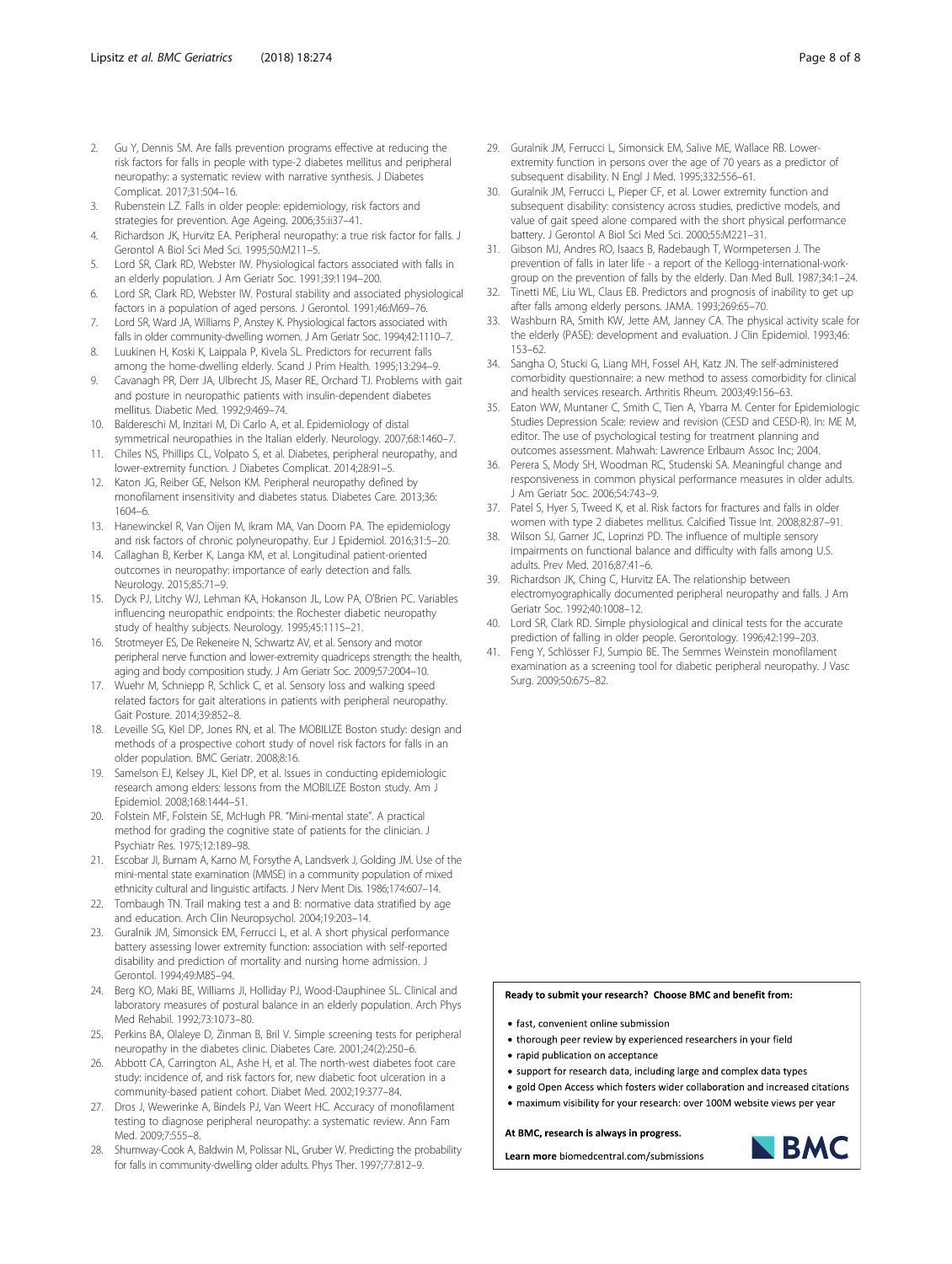2. Gu Y, Dennis SM. Are falls prevention programs effective at reducing the risk factors for falls in people with type-2 diabetes mellitus and peripheral neuropathy: a systematic review with narrative synthesis. J Diabetes Complicat. 2017;31:504–16.
3. Rubenstein LZ. Falls in older people: epidemiology, risk factors and strategies for prevention. Age Ageing. 2006;35:ii37–41.
4. Richardson JK, Hurvitz EA. Peripheral neuropathy: a true risk factor for falls. J Gerontol A Biol Sci Med Sci. 1995;50:M211–5.
5. Lord SR, Clark RD, Webster IW. Physiological factors associated with falls in an elderly population. J Am Geriatr Soc. 1991;39:1194–200.
6. Lord SR, Clark RD, Webster IW. Postural stability and associated physiological factors in a population of aged persons. J Gerontol. 1991;46:M69–76.
7. Lord SR, Ward JA, Williams P, Anstey K. Physiological factors associated with falls in older community-dwelling women. J Am Geriatr Soc. 1994;42:1110–7.
8. Luukinen H, Koski K, Laippala P, Kivela SL. Predictors for recurrent falls among the home-dwelling elderly. Scand J Prim Health. 1995;13:294–9.
9. Cavanagh PR, Derr JA, Ulbrecht JS, Maser RE, Orchard TJ. Problems with gait and posture in neuropathic patients with insulin-dependent diabetes mellitus. Diabetic Med. 1992;9:469–74.
10. Baldereschi M, Inzitari M, Di Carlo A, et al. Epidemiology of distal symmetrical neuropathies in the Italian elderly. Neurology. 2007;68:1460–7.
11. Chiles NS, Phillips CL, Volpato S, et al. Diabetes, peripheral neuropathy, and lower-extremity function. J Diabetes Complicat. 2014;28:91–5.
12. Katon JG, Reiber GE, Nelson KM. Peripheral neuropathy defined by monofilament insensitivity and diabetes status. Diabetes Care. 2013;36:1604–6.
13. Hanewinckel R, Van Oijen M, Ikram MA, Van Doorn PA. The epidemiology and risk factors of chronic polyneuropathy. Eur J Epidemiol. 2016;31:5–20.
14. Callaghan B, Kerber K, Langa KM, et al. Longitudinal patient-oriented outcomes in neuropathy: importance of early detection and falls. Neurology. 2015;85:71–9.
15. Dyck PJ, Litchy WJ, Lehman KA, Hokanson JL, Low PA, O'Brien PC. Variables influencing neuropathic endpoints: the Rochester diabetic neuropathy study of healthy subjects. Neurology. 1995;45:1115–21.
16. Strotmeyer ES, De Rekeneire N, Schwartz AV, et al. Sensory and motor peripheral nerve function and lower-extremity quadriceps strength: the health, aging and body composition study. J Am Geriatr Soc. 2009;57:2004–10.
17. Wuehr M, Schniepp R, Schlick C, et al. Sensory loss and walking speed related factors for gait alterations in patients with peripheral neuropathy. Gait Posture. 2014;39:852–8.
18. Leveille SG, Kiel DP, Jones RN, et al. The MOBILIZE Boston study: design and methods of a prospective cohort study of novel risk factors for falls in an older population. BMC Geriatr. 2008;8:16.
19. Samelson EJ, Kelsey JL, Kiel DP, et al. Issues in conducting epidemiologic research among elders: lessons from the MOBILIZE Boston study. Am J Epidemiol. 2008;168:1444–51.
20. Folstein MF, Folstein SE, McHugh PR. "Mini-mental state". A practical method for grading the cognitive state of patients for the clinician. J Psychiatr Res. 1975;12:189–98.
21. Escobar JI, Burnam A, Karno M, Forsythe A, Landsverk J, Golding JM. Use of the mini-mental state examination (MMSE) in a community population of mixed ethnicity cultural and linguistic artifacts. J Nerv Ment Dis. 1986;174:607–14.
22. Tombaugh TN. Trail making test a and B: normative data stratified by age and education. Arch Clin Neuropsychol. 2004;19:203–14.
23. Guralnik JM, Simonsick EM, Ferrucci L, et al. A short physical performance battery assessing lower extremity function: association with self-reported disability and prediction of mortality and nursing home admission. J Gerontol. 1994;49:M85–94.
24. Berg KO, Maki BE, Williams JI, Holliday PJ, Wood-Dauphinee SL. Clinical and laboratory measures of postural balance in an elderly population. Arch Phys Med Rehabil. 1992;73:1073–80.
25. Perkins BA, Olaleye D, Zinman B, Bril V. Simple screening tests for peripheral neuropathy in the diabetes clinic. Diabetes Care. 2001;24(2):250–6.
26. Abbott CA, Carrington AL, Ashe H, et al. The north-west diabetes foot care study: incidence of, and risk factors for, new diabetic foot ulceration in a community-based patient cohort. Diabet Med. 2002;19:377–84.
27. Dros J, Wewerinke A, Bindels PJ, Van Weert HC. Accuracy of monofilament testing to diagnose peripheral neuropathy: a systematic review. Ann Fam Med. 2009;7:555–8.
28. Shumway-Cook A, Baldwin M, Polissar NL, Gruber W. Predicting the probability for falls in community-dwelling older adults. Phys Ther. 1997;77:812–9.
29. Guralnik JM, Ferrucci L, Simonsick EM, Salive ME, Wallace RB. Lower-extremity function in persons over the age of 70 years as a predictor of subsequent disability. N Engl J Med. 1995;332:556–61.
30. Guralnik JM, Ferrucci L, Pieper CF, et al. Lower extremity function and subsequent disability: consistency across studies, predictive models, and value of gait speed alone compared with the short physical performance battery. J Gerontol A Biol Sci Med Sci. 2000;55:M221–31.
31. Gibson MJ, Andres RO, Isaacs B, Radebaugh T, Wormpetersen J. The prevention of falls in later life - a report of the Kellogg-international-work-group on the prevention of falls by the elderly. Dan Med Bull. 1987;34:1–24.
32. Tinetti ME, Liu WL, Claus EB. Predictors and prognosis of inability to get up after falls among elderly persons. JAMA. 1993;269:65–70.
33. Washburn RA, Smith KW, Jette AM, Janney CA. The physical activity scale for the elderly (PASE): development and evaluation. J Clin Epidemiol. 1993;46:153–62.
34. Sangha O, Stucki G, Liang MH, Fossel AH, Katz JN. The self-administered comorbidity questionnaire: a new method to assess comorbidity for clinical and health services research. Arthritis Rheum. 2003;49:156–63.
35. Eaton WW, Muntaner C, Smith C, Tien A, Ybarra M. Center for Epidemiologic Studies Depression Scale: review and revision (CESD and CESD-R). In: ME M, editor. The use of psychological testing for treatment planning and outcomes assessment. Mahwah: Lawrence Erlbaum Assoc Inc; 2004.
36. Perera S, Mody SH, Woodman RC, Studenski SA. Meaningful change and responsiveness in common physical performance measures in older adults. J Am Geriatr Soc. 2006;54:743–9.
37. Patel S, Hyer S, Tweed K, et al. Risk factors for fractures and falls in older women with type 2 diabetes mellitus. Calcified Tissue Int. 2008;82:87–91.
38. Wilson SJ, Garner JC, Loprinzi PD. The influence of multiple sensory impairments on functional balance and difficulty with falls among U.S. adults. Prev Med. 2016;87:41–6.
39. Richardson JK, Ching C, Hurvitz EA. The relationship between electromyographically documented peripheral neuropathy and falls. J Am Geriatr Soc. 1992;40:1008–12.
40. Lord SR, Clark RD. Simple physiological and clinical tests for the accurate prediction of falling in older people. Gerontology. 1996;42:199–203.
41. Feng Y, Schlösser FJ, Sumpio BE. The Semmes Weinstein monofilament examination as a screening tool for diabetic peripheral neuropathy. J Vasc Surg. 2009;50:675–82.

**Ready to submit your research? Choose BMC and benefit from:**

- fast, convenient online submission
- thorough peer review by experienced researchers in your field
- rapid publication on acceptance
- support for research data, including large and complex data types
- gold Open Access which fosters wider collaboration and increased citations
- maximum visibility for your research: over 100M website views per year

**At BMC, research is always in progress.**

**Learn more** biomedcentral.com/submissions

BMC